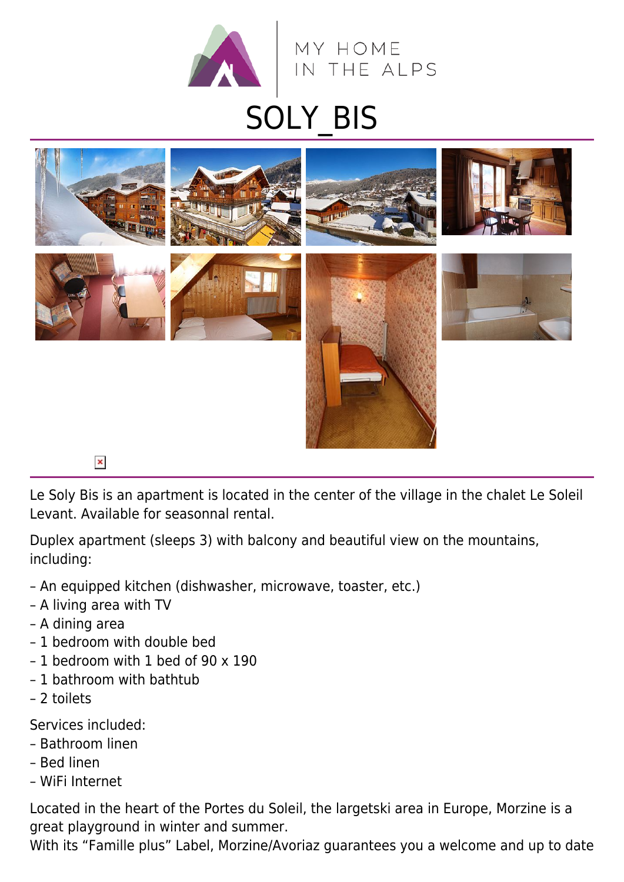MY HOME IN THE ALPS

# SOLY_BIS

Le Soly Bis is an apartment is located in the center of the village in the chalet Le Soleil Levant. Available for seasonnal rental.

Duplex apartment (sleeps 3) with balcony and beautiful view on the mountains, including:

– An equipped kitchen (dishwasher, microwave, toaster, etc.)
– A living area with TV
– A dining area
– 1 bedroom with double bed
– 1 bedroom with 1 bed of 90 x 190
– 1 bathroom with bathtub
– 2 toilets

Services included:
– Bathroom linen
– Bed linen
– WiFi Internet

Located in the heart of the Portes du Soleil, the largetski area in Europe, Morzine is a great playground in winter and summer.
With its "Famille plus" Label, Morzine/Avoriaz guarantees you a welcome and up to date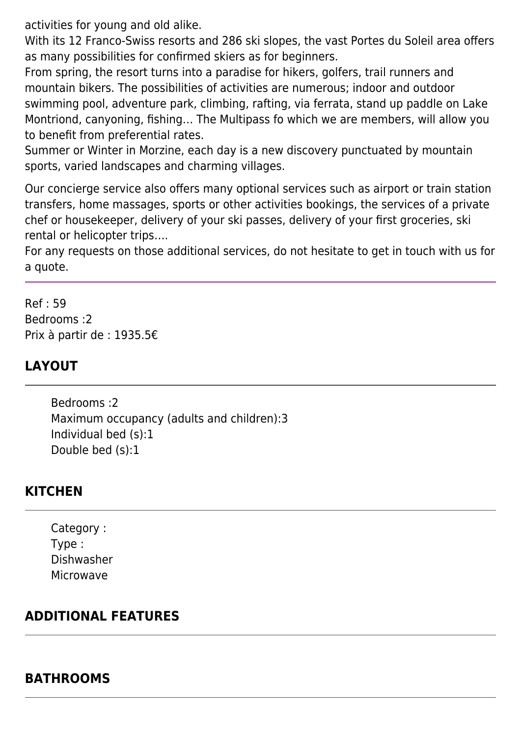activities for young and old alike.
With its 12 Franco-Swiss resorts and 286 ski slopes, the vast Portes du Soleil area offers as many possibilities for confirmed skiers as for beginners.
From spring, the resort turns into a paradise for hikers, golfers, trail runners and mountain bikers. The possibilities of activities are numerous; indoor and outdoor swimming pool, adventure park, climbing, rafting, via ferrata, stand up paddle on Lake Montriond, canyoning, fishing… The Multipass fo which we are members, will allow you to benefit from preferential rates.
Summer or Winter in Morzine, each day is a new discovery punctuated by mountain sports, varied landscapes and charming villages.

Our concierge service also offers many optional services such as airport or train station transfers, home massages, sports or other activities bookings, the services of a private chef or housekeeper, delivery of your ski passes, delivery of your first groceries, ski rental or helicopter trips….
For any requests on those additional services, do not hesitate to get in touch with us for a quote.

---

Ref : 59
Bedrooms :2
Prix à partir de : 1935.5€

## LAYOUT

- Bedrooms :2
- Maximum occupancy (adults and children):3
- Individual bed (s):1
- Double bed (s):1

## KITCHEN

- Category :
- Type :
- Dishwasher
- Microwave

## ADDITIONAL FEATURES

## BATHROOMS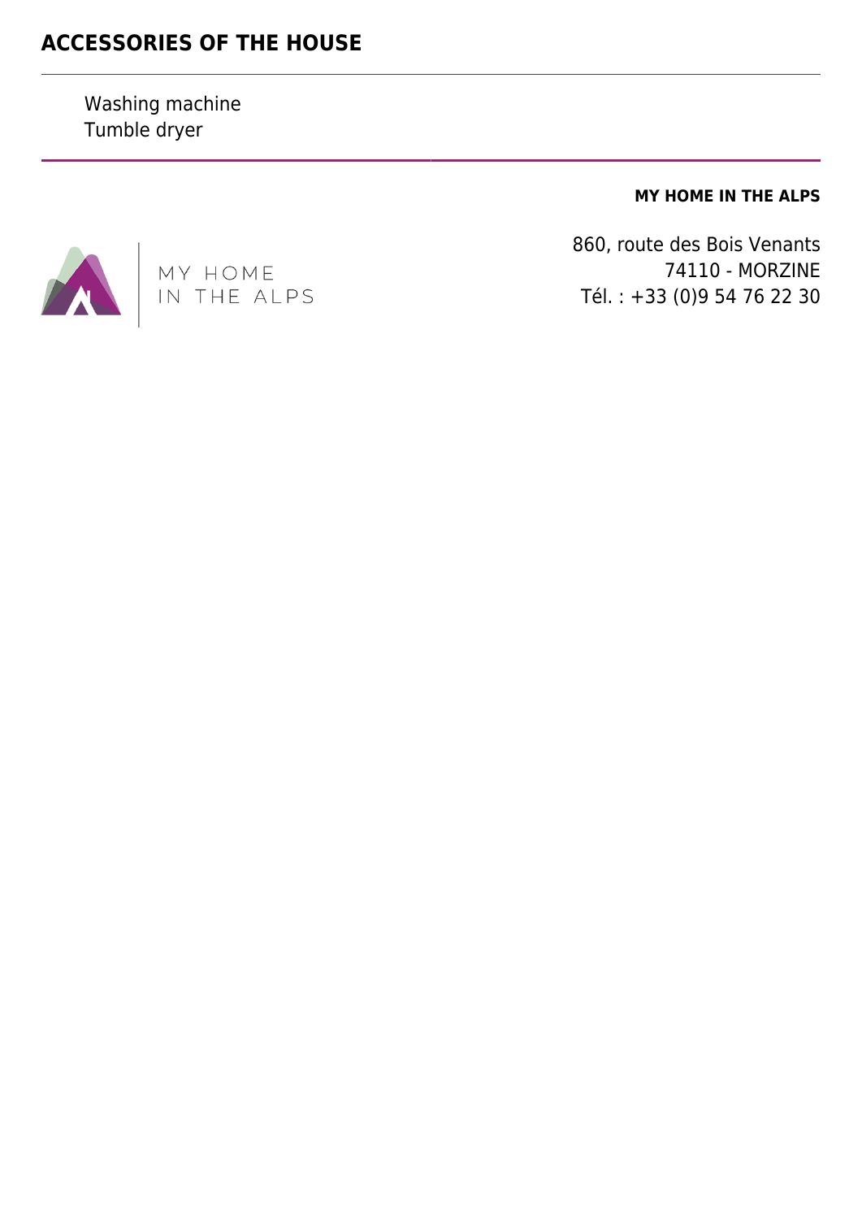## ACCESSORIES OF THE HOUSE

Washing machine
Tumble dryer

**MY HOME IN THE ALPS**

MY HOME
IN THE ALPS

860, route des Bois Venants
74110 - MORZINE
Tél. : +33 (0)9 54 76 22 30